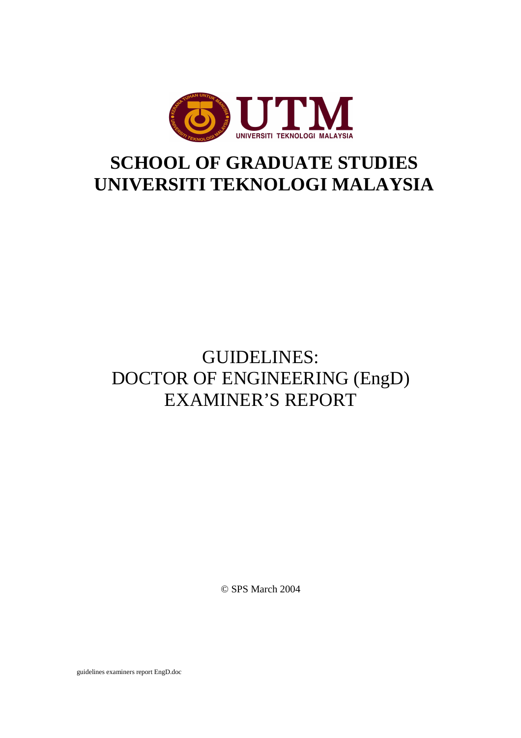UTM

UNIVERSITI TEKNOLOGI MALAYSIA

# SCHOOL OF GRADUATE STUDIES
# UNIVERSITI TEKNOLOGI MALAYSIA

## GUIDELINES:
## DOCTOR OF ENGINEERING (EngD)
## EXAMINER'S REPORT

© SPS March 2004

guidelines examiners report EngD.doc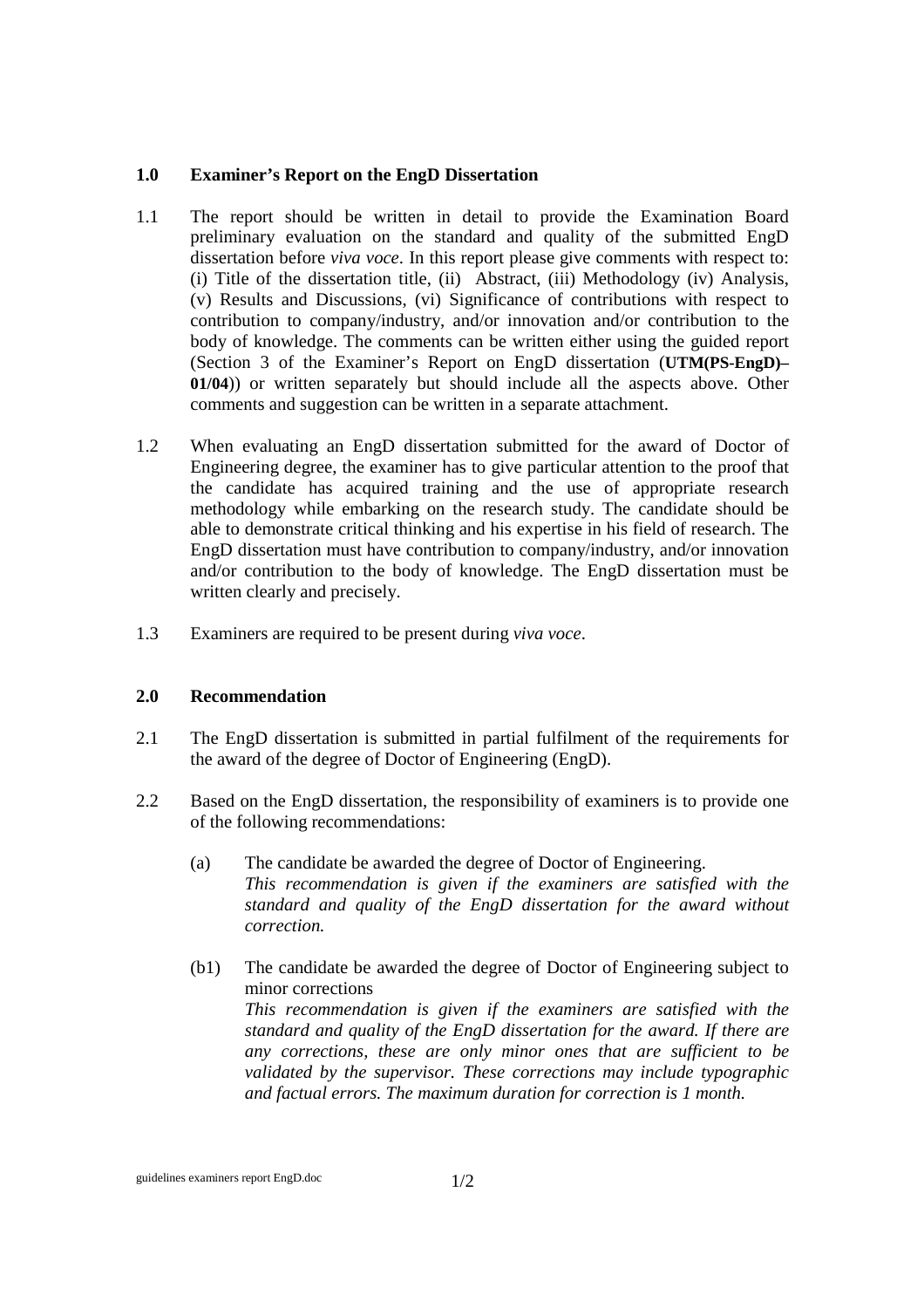## 1.0 Examiner's Report on the EngD Dissertation

1.1 The report should be written in detail to provide the Examination Board preliminary evaluation on the standard and quality of the submitted EngD dissertation before *viva voce*. In this report please give comments with respect to: (i) Title of the dissertation title, (ii) Abstract, (iii) Methodology (iv) Analysis, (v) Results and Discussions, (vi) Significance of contributions with respect to contribution to company/industry, and/or innovation and/or contribution to the body of knowledge. The comments can be written either using the guided report (Section 3 of the Examiner's Report on EngD dissertation (**UTM(PS-EngD)–01/04**)) or written separately but should include all the aspects above. Other comments and suggestion can be written in a separate attachment.

1.2 When evaluating an EngD dissertation submitted for the award of Doctor of Engineering degree, the examiner has to give particular attention to the proof that the candidate has acquired training and the use of appropriate research methodology while embarking on the research study. The candidate should be able to demonstrate critical thinking and his expertise in his field of research. The EngD dissertation must have contribution to company/industry, and/or innovation and/or contribution to the body of knowledge. The EngD dissertation must be written clearly and precisely.

1.3 Examiners are required to be present during *viva voce*.

## 2.0 Recommendation

2.1 The EngD dissertation is submitted in partial fulfilment of the requirements for the award of the degree of Doctor of Engineering (EngD).

2.2 Based on the EngD dissertation, the responsibility of examiners is to provide one of the following recommendations:

(a) The candidate be awarded the degree of Doctor of Engineering.
*This recommendation is given if the examiners are satisfied with the standard and quality of the EngD dissertation for the award without correction.*

(b1) The candidate be awarded the degree of Doctor of Engineering subject to minor corrections
*This recommendation is given if the examiners are satisfied with the standard and quality of the EngD dissertation for the award. If there are any corrections, these are only minor ones that are sufficient to be validated by the supervisor. These corrections may include typographic and factual errors. The maximum duration for correction is 1 month.*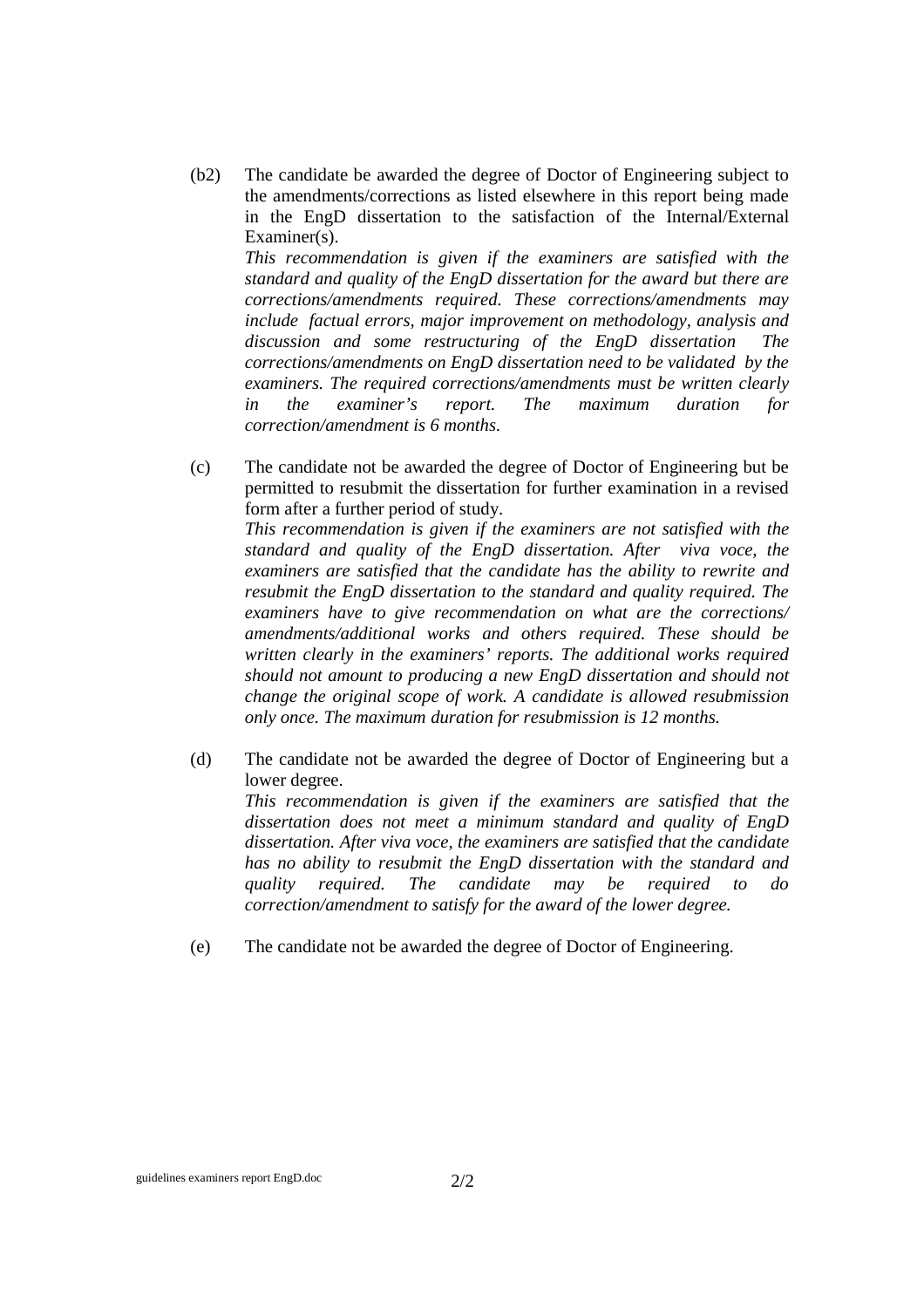(b2) The candidate be awarded the degree of Doctor of Engineering subject to the amendments/corrections as listed elsewhere in this report being made in the EngD dissertation to the satisfaction of the Internal/External Examiner(s).
*This recommendation is given if the examiners are satisfied with the standard and quality of the EngD dissertation for the award but there are corrections/amendments required. These corrections/amendments may include factual errors, major improvement on methodology, analysis and discussion and some restructuring of the EngD dissertation The corrections/amendments on EngD dissertation need to be validated by the examiners. The required corrections/amendments must be written clearly in the examiner's report. The maximum duration for correction/amendment is 6 months.*

(c) The candidate not be awarded the degree of Doctor of Engineering but be permitted to resubmit the dissertation for further examination in a revised form after a further period of study.
*This recommendation is given if the examiners are not satisfied with the standard and quality of the EngD dissertation. After viva voce, the examiners are satisfied that the candidate has the ability to rewrite and resubmit the EngD dissertation to the standard and quality required. The examiners have to give recommendation on what are the corrections/ amendments/additional works and others required. These should be written clearly in the examiners' reports. The additional works required should not amount to producing a new EngD dissertation and should not change the original scope of work. A candidate is allowed resubmission only once. The maximum duration for resubmission is 12 months.*

(d) The candidate not be awarded the degree of Doctor of Engineering but a lower degree.
*This recommendation is given if the examiners are satisfied that the dissertation does not meet a minimum standard and quality of EngD dissertation. After viva voce, the examiners are satisfied that the candidate has no ability to resubmit the EngD dissertation with the standard and quality required. The candidate may be required to do correction/amendment to satisfy for the award of the lower degree.*

(e) The candidate not be awarded the degree of Doctor of Engineering.